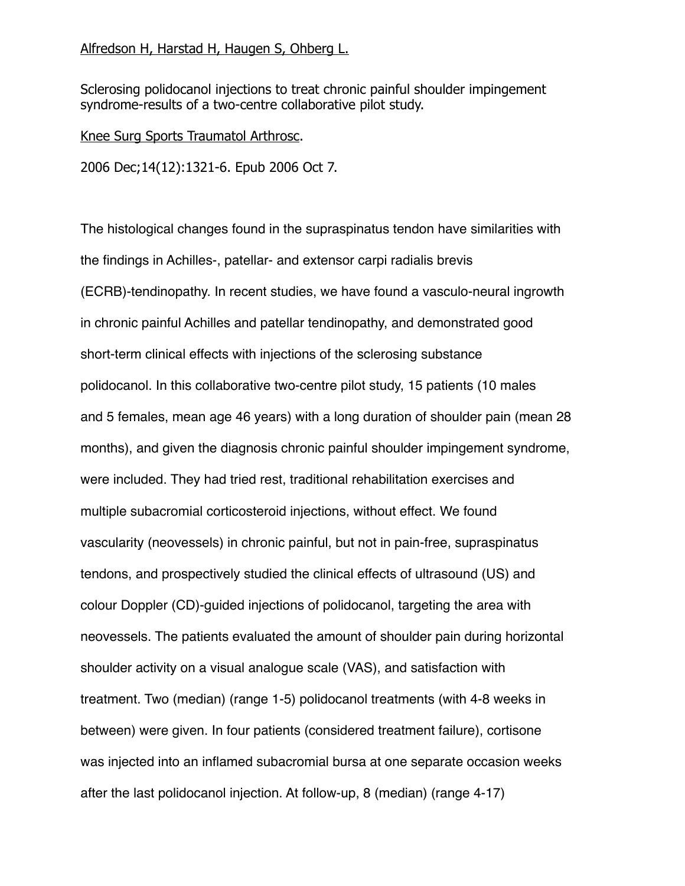Alfredson H, Harstad H, Haugen S, Ohberg L.

Sclerosing polidocanol injections to treat chronic painful shoulder impingement syndrome-results of a two-centre collaborative pilot study.

Knee Surg Sports Traumatol Arthrosc.

2006 Dec;14(12):1321-6. Epub 2006 Oct 7.

The histological changes found in the supraspinatus tendon have similarities with the findings in Achilles-, patellar- and extensor carpi radialis brevis (ECRB)-tendinopathy. In recent studies, we have found a vasculo-neural ingrowth in chronic painful Achilles and patellar tendinopathy, and demonstrated good short-term clinical effects with injections of the sclerosing substance polidocanol. In this collaborative two-centre pilot study, 15 patients (10 males and 5 females, mean age 46 years) with a long duration of shoulder pain (mean 28 months), and given the diagnosis chronic painful shoulder impingement syndrome, were included. They had tried rest, traditional rehabilitation exercises and multiple subacromial corticosteroid injections, without effect. We found vascularity (neovessels) in chronic painful, but not in pain-free, supraspinatus tendons, and prospectively studied the clinical effects of ultrasound (US) and colour Doppler (CD)-guided injections of polidocanol, targeting the area with neovessels. The patients evaluated the amount of shoulder pain during horizontal shoulder activity on a visual analogue scale (VAS), and satisfaction with treatment. Two (median) (range 1-5) polidocanol treatments (with 4-8 weeks in between) were given. In four patients (considered treatment failure), cortisone was injected into an inflamed subacromial bursa at one separate occasion weeks after the last polidocanol injection. At follow-up, 8 (median) (range 4-17)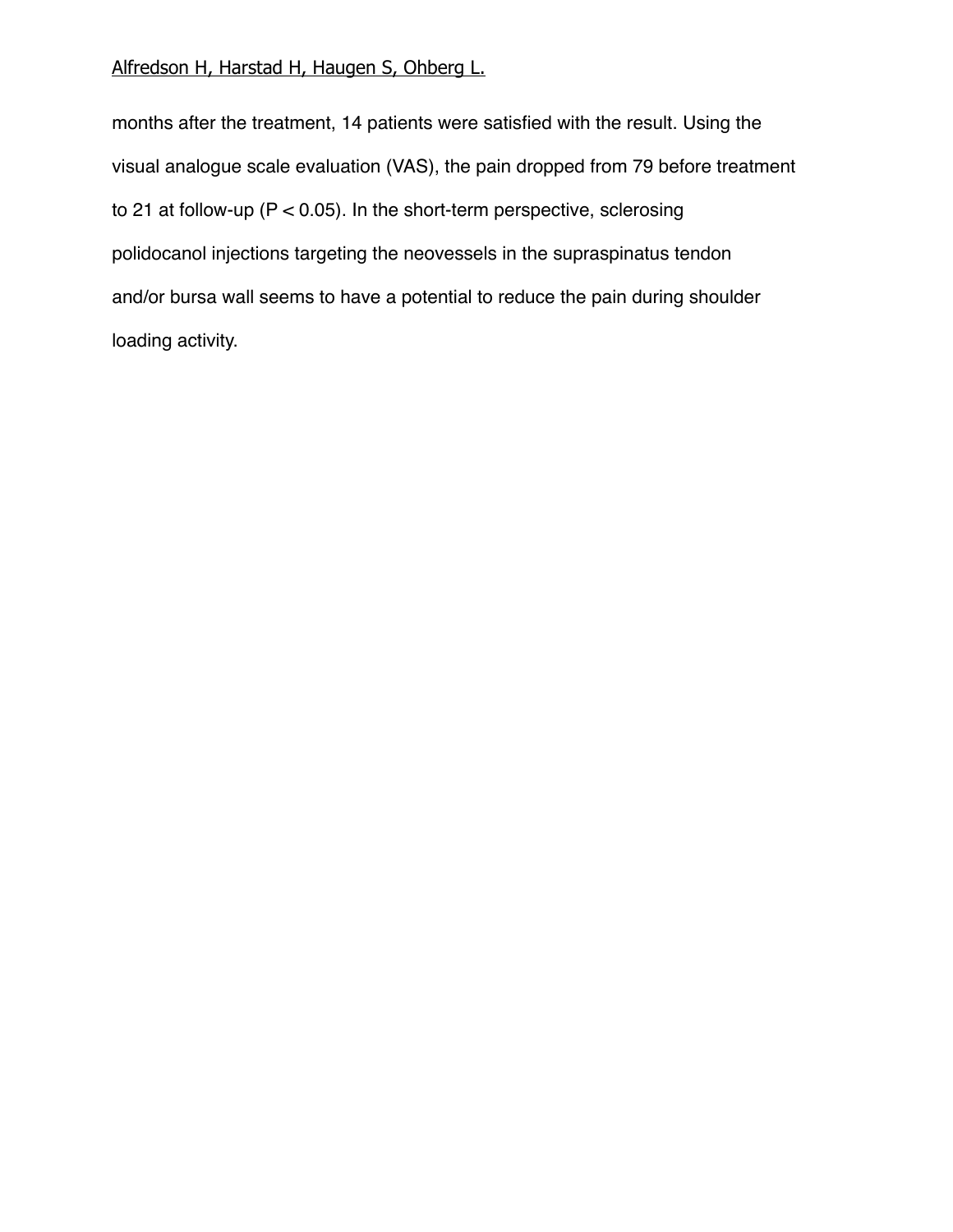months after the treatment, 14 patients were satisfied with the result. Using the visual analogue scale evaluation (VAS), the pain dropped from 79 before treatment to 21 at follow-up ($P < 0.05$). In the short-term perspective, sclerosing polidocanol injections targeting the neovessels in the supraspinatus tendon and/or bursa wall seems to have a potential to reduce the pain during shoulder loading activity.